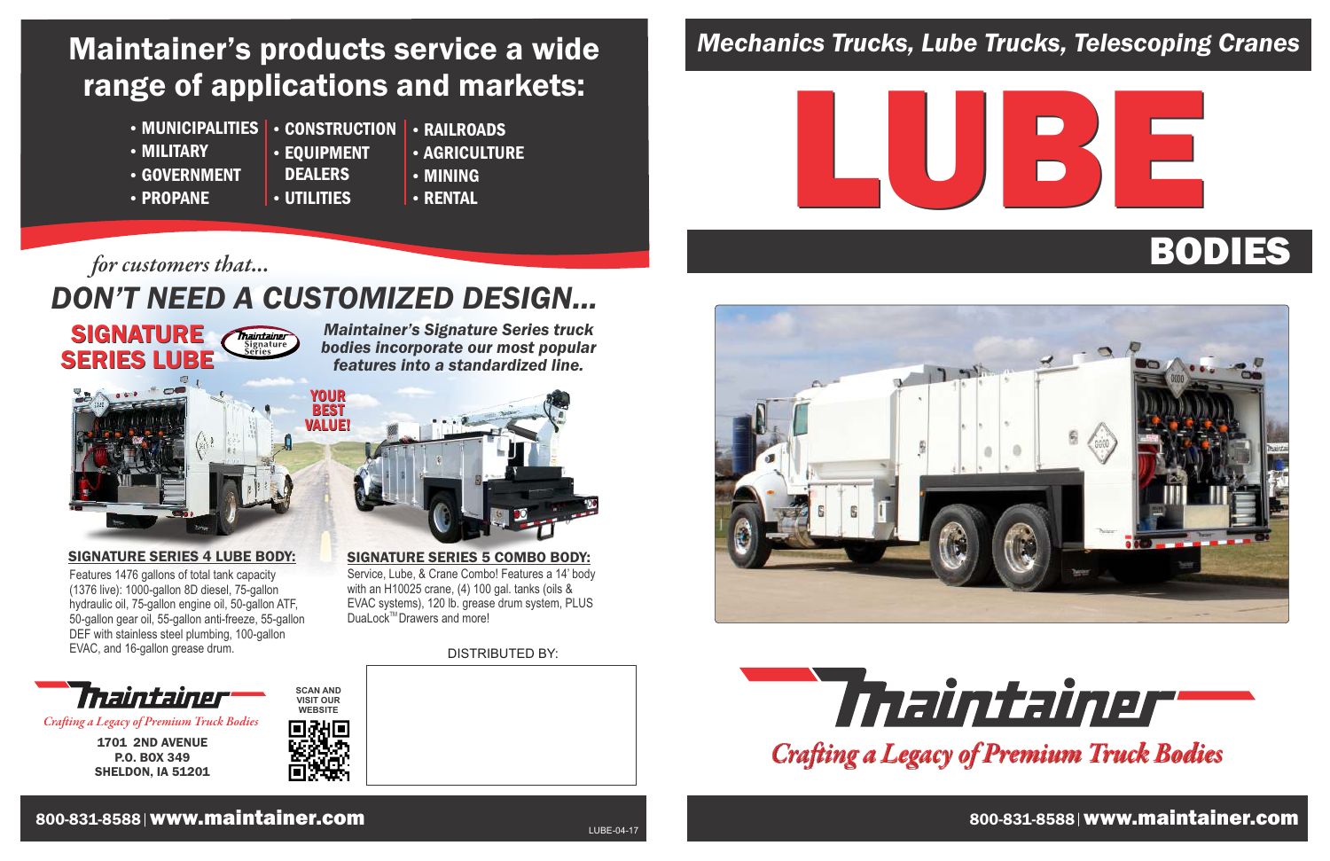# Maintainer's products service a wide range of applications and markets:

- MUNICIPALITIES
- MILITARY
- GOVERNMENT
- PROPANE
- CONSTRUCTION
- EQUIPMENT DEALERS
- UTILITIES
- RAILROADS
- AGRICULTURE
- MINING
- RENTAL

*for customers that...*

## DON'T NEED A CUSTOMIZED DESIGN...

### SIGNATURE SERIES LUBE

Maintainer Signature Series

*Maintainer's Signature Series truck bodies incorporate our most popular features into a standardized line.*

**YOUR BEST VALUE!**

**SIGNATURE SERIES 4 LUBE BODY:**

Features 1476 gallons of total tank capacity (1376 live): 1000-gallon 8D diesel, 75-gallon hydraulic oil, 75-gallon engine oil, 50-gallon ATF, 50-gallon gear oil, 55-gallon anti-freeze, 55-gallon DEF with stainless steel plumbing, 100-gallon EVAC, and 16-gallon grease drum.

**SIGNATURE SERIES 5 COMBO BODY:**

Service, Lube, & Crane Combo! Features a 14' body with an H10025 crane, (4) 100 gal. tanks (oils & EVAC systems), 120 lb. grease drum system, PLUS DuaLock™ Drawers and more!

DISTRIBUTED BY:

**Maintainer**

*Crafting a Legacy of Premium Truck Bodies*

1701 2ND AVENUE
P.O. BOX 349
SHELDON, IA 51201

SCAN AND VISIT OUR WEBSITE

800-831-8588 | www.maintainer.com

LUBE-04-17

*Mechanics Trucks, Lube Trucks, Telescoping Cranes*

# LUBE BODIES

**Maintainer**

*Crafting a Legacy of Premium Truck Bodies*

800-831-8588 | www.maintainer.com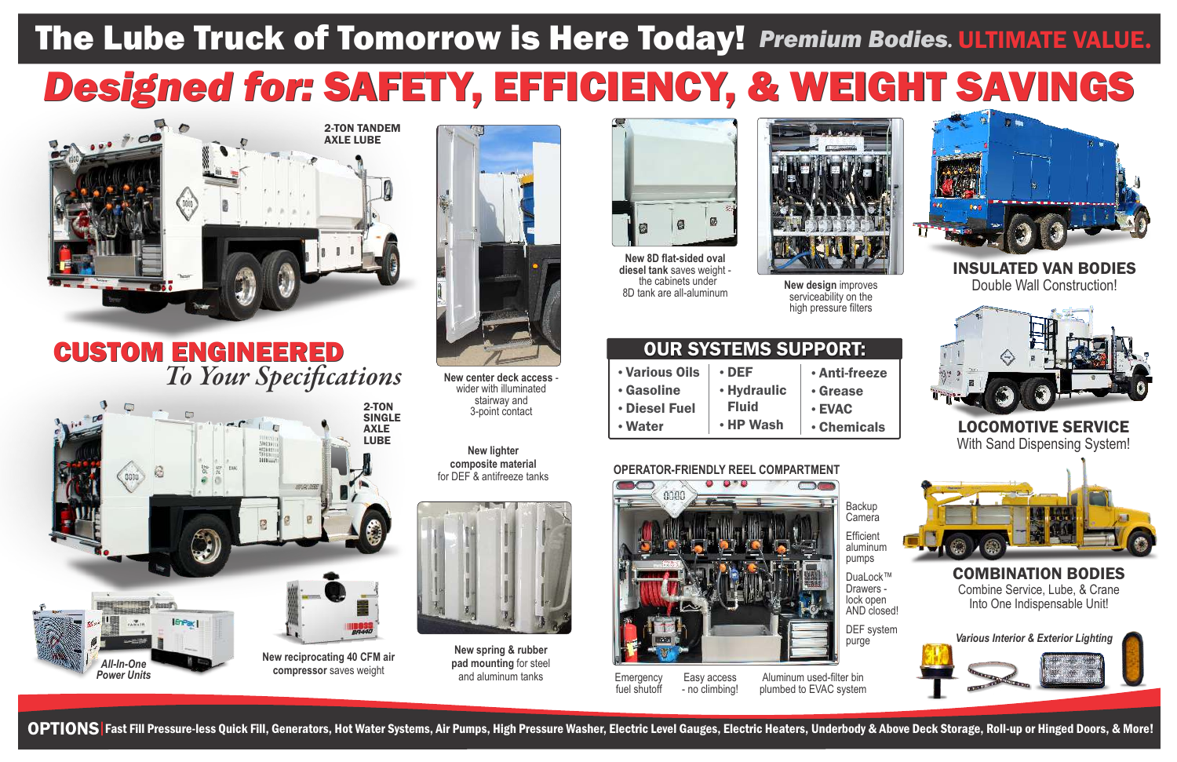# The Lube Truck of Tomorrow is Here Today! *Premium Bodies.* ULTIMATE VALUE.

## *Designed for:* SAFETY, EFFICIENCY, & WEIGHT SAVINGS

2-TON TANDEM AXLE LUBE

**CUSTOM ENGINEERED**
*To Your Specifications*

2-TON SINGLE AXLE LUBE

*All-In-One Power Units*

**New reciprocating 40 CFM air compressor** saves weight

**New center deck access** - wider with illuminated stairway and 3-point contact

**New lighter composite material** for DEF & antifreeze tanks

**New spring & rubber pad mounting** for steel and aluminum tanks

**New 8D flat-sided oval diesel tank** saves weight - the cabinets under 8D tank are all-aluminum

**New design** improves serviceability on the high pressure filters

### OUR SYSTEMS SUPPORT:

| | | |
|---|---|---|
| • Various Oils | • DEF | • Anti-freeze |
| • Gasoline | • Hydraulic Fluid | • Grease |
| • Diesel Fuel | • HP Wash | • EVAC |
| • Water | | • Chemicals |

### OPERATOR-FRIENDLY REEL COMPARTMENT

- Backup Camera
- Efficient aluminum pumps
- DuaLock™ Drawers - lock open AND closed!
- DEF system purge
- Emergency fuel shutoff
- Easy access - no climbing!
- Aluminum used-filter bin plumbed to EVAC system

**INSULATED VAN BODIES**
Double Wall Construction!

**LOCOMOTIVE SERVICE**
With Sand Dispensing System!

**COMBINATION BODIES**
Combine Service, Lube, & Crane Into One Indispensable Unit!

*Various Interior & Exterior Lighting*

**OPTIONS** | Fast Fill Pressure-less Quick Fill, Generators, Hot Water Systems, Air Pumps, High Pressure Washer, Electric Level Gauges, Electric Heaters, Underbody & Above Deck Storage, Roll-up or Hinged Doors, & More!